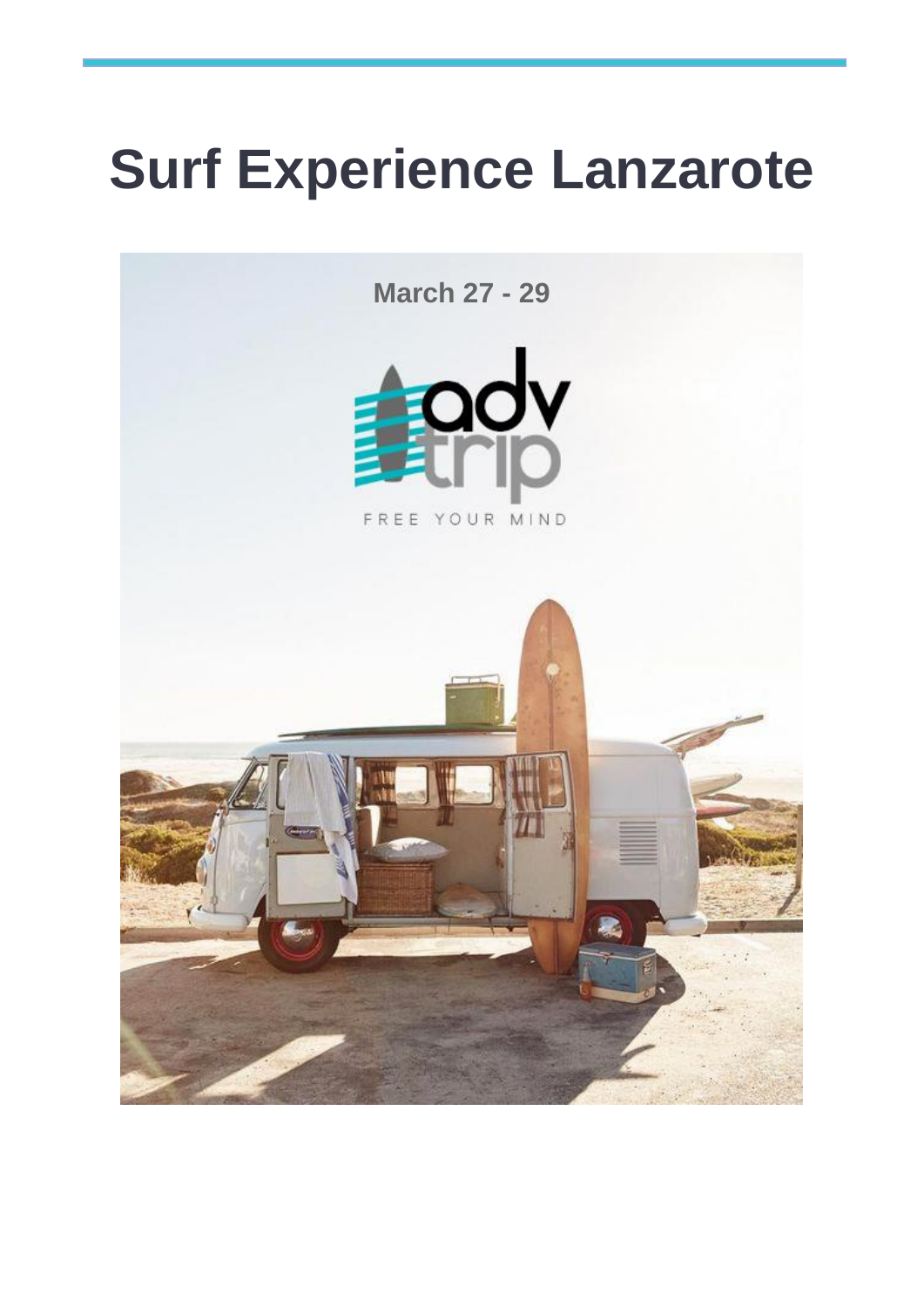# Surf Experience Lanzarote

March 27 - 29

adv trip

FREE YOUR MIND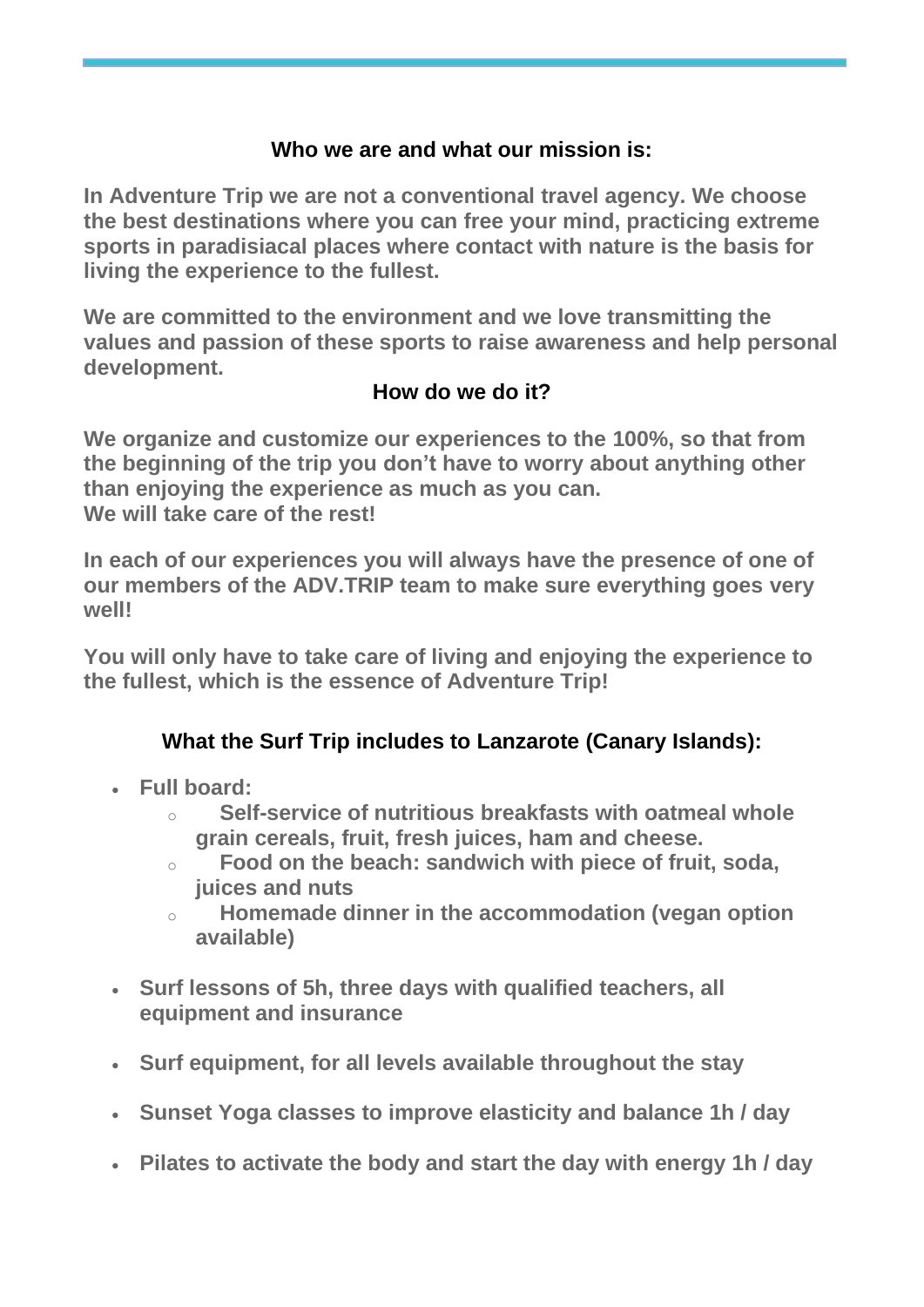## Who we are and what our mission is:

**In Adventure Trip we are not a conventional travel agency. We choose the best destinations where you can free your mind, practicing extreme sports in paradisiacal places where contact with nature is the basis for living the experience to the fullest.**

**We are committed to the environment and we love transmitting the values and passion of these sports to raise awareness and help personal development.**

## How do we do it?

**We organize and customize our experiences to the 100%, so that from the beginning of the trip you don't have to worry about anything other than enjoying the experience as much as you can.**
**We will take care of the rest!**

**In each of our experiences you will always have the presence of one of our members of the ADV.TRIP team to make sure everything goes very well!**

**You will only have to take care of living and enjoying the experience to the fullest, which is the essence of Adventure Trip!**

## What the Surf Trip includes to Lanzarote (Canary Islands):

- **Full board:**
  - **Self-service of nutritious breakfasts with oatmeal whole grain cereals, fruit, fresh juices, ham and cheese.**
  - **Food on the beach: sandwich with piece of fruit, soda, juices and nuts**
  - **Homemade dinner in the accommodation (vegan option available)**
- **Surf lessons of 5h, three days with qualified teachers, all equipment and insurance**
- **Surf equipment, for all levels available throughout the stay**
- **Sunset Yoga classes to improve elasticity and balance 1h / day**
- **Pilates to activate the body and start the day with energy 1h / day**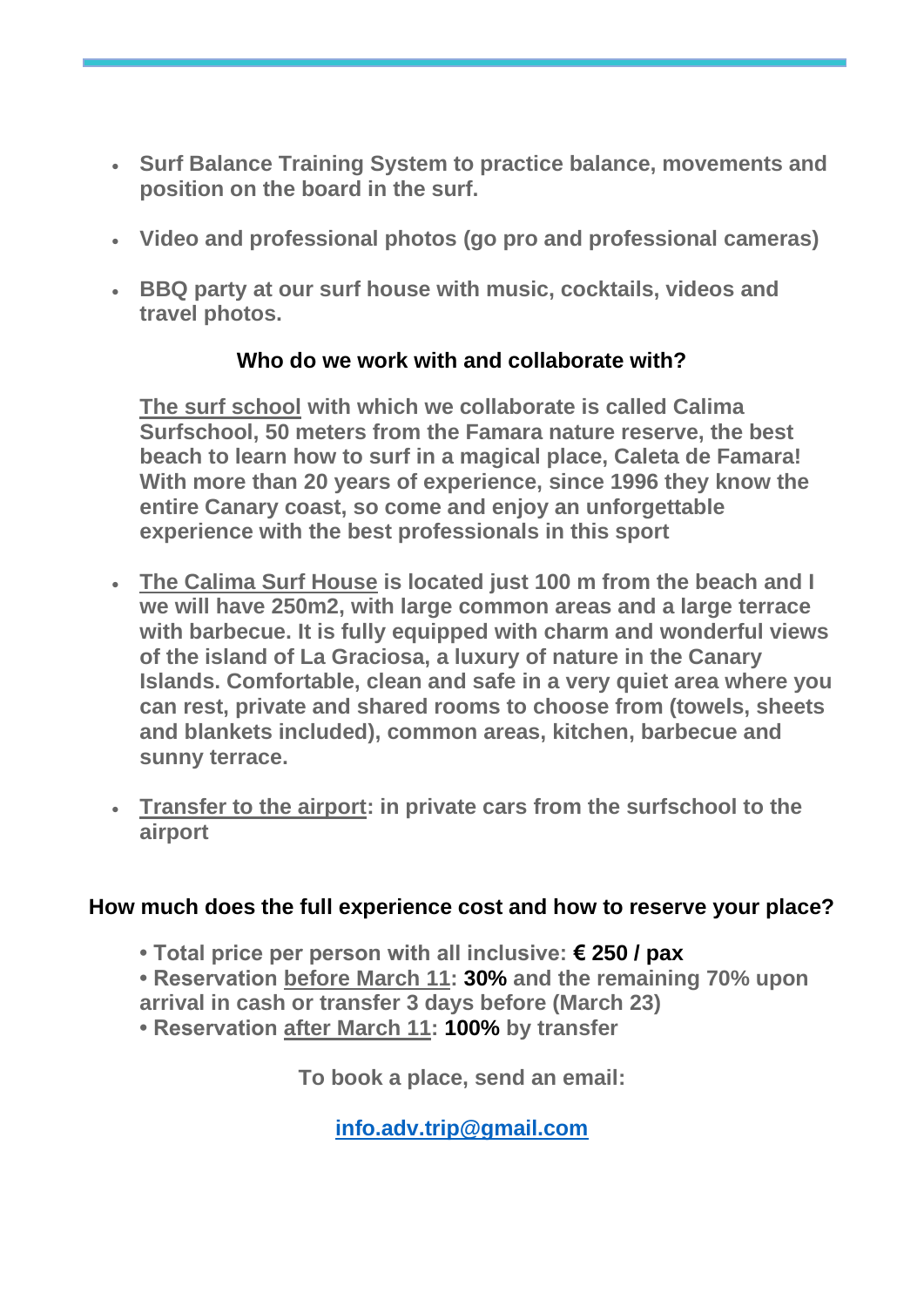- **Surf Balance Training System to practice balance, movements and position on the board in the surf.**

- **Video and professional photos (go pro and professional cameras)**

- **BBQ party at our surf house with music, cocktails, videos and travel photos.**

### Who do we work with and collaborate with?

**The surf school with which we collaborate is called Calima Surfschool, 50 meters from the Famara nature reserve, the best beach to learn how to surf in a magical place, Caleta de Famara! With more than 20 years of experience, since 1996 they know the entire Canary coast, so come and enjoy an unforgettable experience with the best professionals in this sport**

- **The Calima Surf House is located just 100 m from the beach and I we will have 250m2, with large common areas and a large terrace with barbecue. It is fully equipped with charm and wonderful views of the island of La Graciosa, a luxury of nature in the Canary Islands. Comfortable, clean and safe in a very quiet area where you can rest, private and shared rooms to choose from (towels, sheets and blankets included), common areas, kitchen, barbecue and sunny terrace.**

- **Transfer to the airport: in private cars from the surfschool to the airport**

### How much does the full experience cost and how to reserve your place?

**• Total price per person with all inclusive: € 250 / pax**
**• Reservation before March 11: 30% and the remaining 70% upon arrival in cash or transfer 3 days before (March 23)**
**• Reservation after March 11: 100% by transfer**

**To book a place, send an email:**

**info.adv.trip@gmail.com**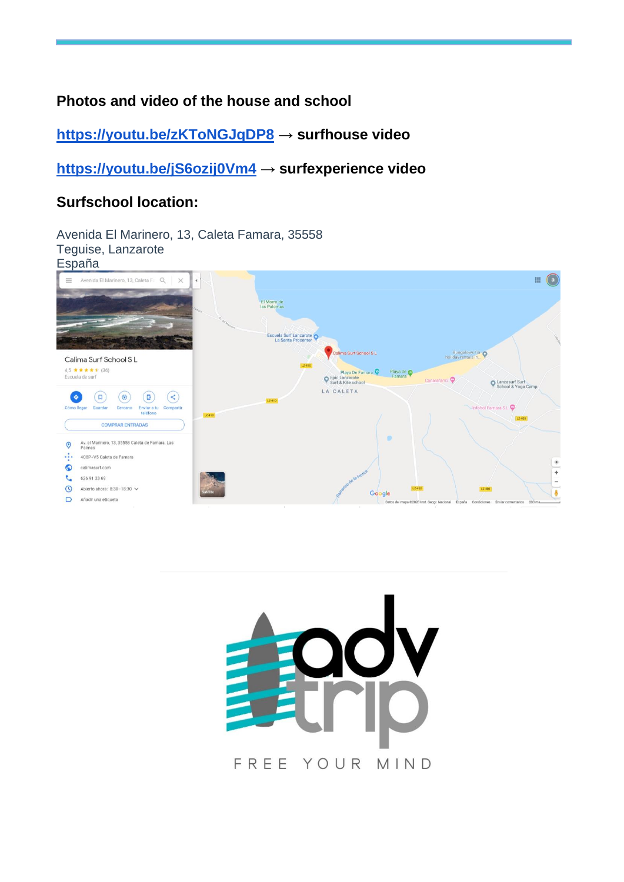**Photos and video of the house and school**

https://youtu.be/zKToNGJqDP8 → **surfhouse video**

https://youtu.be/jS6ozij0Vm4 → **surfexperience video**

**Surfschool location:**

Avenida El Marinero, 13, Caleta Famara, 35558
Teguise, Lanzarote
España

FREE YOUR MIND